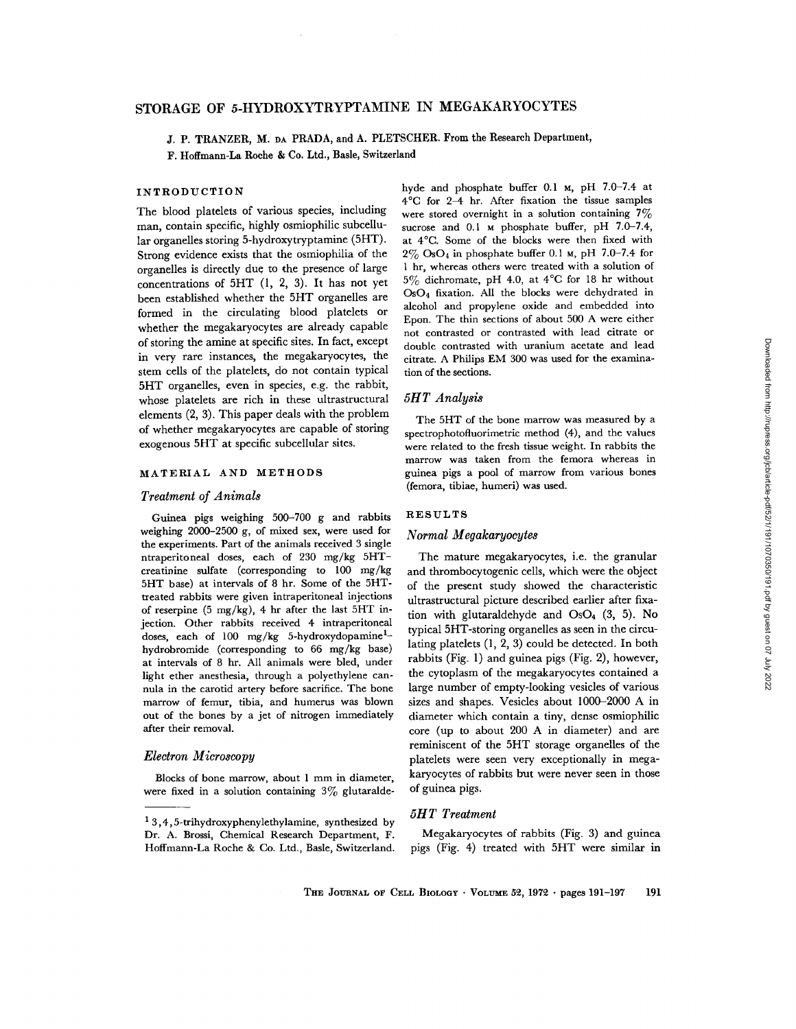# STORAGE OF 5-HYDROXYTRYPTAMINE IN MEGAKARYOCYTES

J. P. TRANZER, M. DA PRADA, and A. PLETSCHER. From the Research Department, F. Hoffmann-La Roche & Co. Ltd., Basle, Switzerland

## INTRODUCTION

The blood platelets of various species, including man, contain specific, highly osmiophilic subcellular organelles storing 5-hydroxytryptamine (5HT). Strong evidence exists that the osmiophilia of the organelles is directly due to the presence of large concentrations of 5HT (1, 2, 3). It has not yet been established whether the 5HT organelles are formed in the circulating blood platelets or whether the megakaryocytes are already capable of storing the amine at specific sites. In fact, except in very rare instances, the megakaryocytes, the stem cells of the platelets, do not contain typical 5HT organelles, even in species, e.g. the rabbit, whose platelets are rich in these ultrastructural elements (2, 3). This paper deals with the problem of whether megakaryocytes are capable of storing exogenous 5HT at specific subcellular sites.

## MATERIAL AND METHODS

### *Treatment of Animals*

Guinea pigs weighing 500–700 g and rabbits weighing 2000–2500 g, of mixed sex, were used for the experiments. Part of the animals received 3 single ntraperitoneal doses, each of 230 mg/kg 5HT-creatinine sulfate (corresponding to 100 mg/kg 5HT base) at intervals of 8 hr. Some of the 5HT-treated rabbits were given intraperitoneal injections of reserpine (5 mg/kg), 4 hr after the last 5HT injection. Other rabbits received 4 intraperitoneal doses, each of 100 mg/kg 5-hydroxydopamine[1]-hydrobromide (corresponding to 66 mg/kg base) at intervals of 8 hr. All animals were bled, under light ether anesthesia, through a polyethylene cannula in the carotid artery before sacrifice. The bone marrow of femur, tibia, and humerus was blown out of the bones by a jet of nitrogen immediately after their removal.

### *Electron Microscopy*

Blocks of bone marrow, about 1 mm in diameter, were fixed in a solution containing 3% glutaraldehyde and phosphate buffer 0.1 M, pH 7.0–7.4 at 4°C for 2–4 hr. After fixation the tissue samples were stored overnight in a solution containing 7% sucrose and 0.1 M phosphate buffer, pH 7.0–7.4, at 4°C. Some of the blocks were then fixed with 2% $OsO_4$ in phosphate buffer 0.1 M, pH 7.0–7.4 for 1 hr, whereas others were treated with a solution of 5% dichromate, pH 4.0, at 4°C for 18 hr without $OsO_4$ fixation. All the blocks were dehydrated in alcohol and propylene oxide and embedded into Epon. The thin sections of about 500 A were either not contrasted or contrasted with lead citrate or double contrasted with uranium acetate and lead citrate. A Philips EM 300 was used for the examination of the sections.

### *5HT Analysis*

The 5HT of the bone marrow was measured by a spectrophotofluorimetric method (4), and the values were related to the fresh tissue weight. In rabbits the marrow was taken from the femora whereas in guinea pigs a pool of marrow from various bones (femora, tibiae, humeri) was used.

## RESULTS

### *Normal Megakaryocytes*

The mature megakaryocytes, i.e. the granular and thrombocytogenic cells, which were the object of the present study showed the characteristic ultrastructural picture described earlier after fixation with glutaraldehyde and $OsO_4$ (3, 5). No typical 5HT-storing organelles as seen in the circulating platelets (1, 2, 3) could be detected. In both rabbits (Fig. 1) and guinea pigs (Fig. 2), however, the cytoplasm of the megakaryocytes contained a large number of empty-looking vesicles of various sizes and shapes. Vesicles about 1000–2000 A in diameter which contain a tiny, dense osmiophilic core (up to about 200 A in diameter) and are reminiscent of the 5HT storage organelles of the platelets were seen very exceptionally in megakaryocytes of rabbits but were never seen in those of guinea pigs.

### *5HT Treatment*

Megakaryocytes of rabbits (Fig. 3) and guinea pigs (Fig. 4) treated with 5HT were similar in

[1] 3,4,5-trihydroxyphenylethylamine, synthesized by Dr. A. Brossi, Chemical Research Department, F. Hoffmann-La Roche & Co. Ltd., Basle, Switzerland.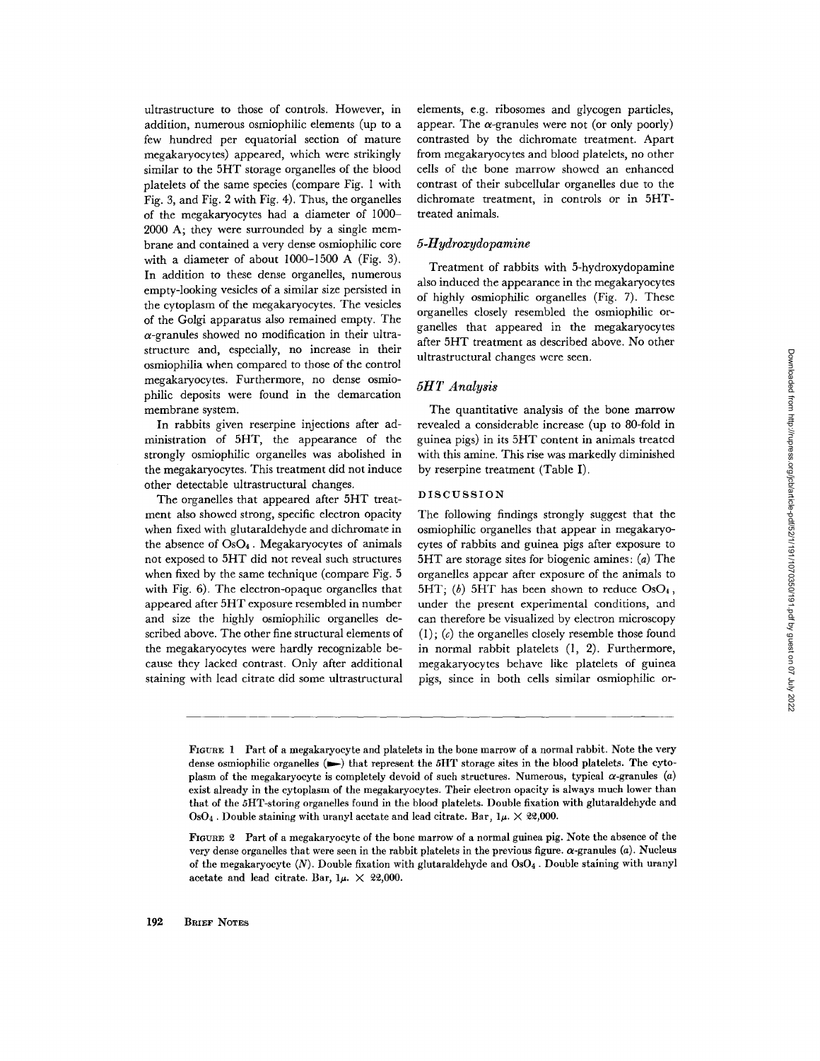ultrastructure to those of controls. However, in addition, numerous osmiophilic elements (up to a few hundred per equatorial section of mature megakaryocytes) appeared, which were strikingly similar to the 5HT storage organelles of the blood platelets of the same species (compare Fig. 1 with Fig. 3, and Fig. 2 with Fig. 4). Thus, the organelles of the megakaryocytes had a diameter of 1000–2000 A; they were surrounded by a single membrane and contained a very dense osmiophilic core with a diameter of about 1000–1500 A (Fig. 3). In addition to these dense organelles, numerous empty-looking vesicles of a similar size persisted in the cytoplasm of the megakaryocytes. The vesicles of the Golgi apparatus also remained empty. The $\alpha$-granules showed no modification in their ultrastructure and, especially, no increase in their osmiophilia when compared to those of the control megakaryocytes. Furthermore, no dense osmiophilic deposits were found in the demarcation membrane system.

In rabbits given reserpine injections after administration of 5HT, the appearance of the strongly osmiophilic organelles was abolished in the megakaryocytes. This treatment did not induce other detectable ultrastructural changes.

The organelles that appeared after 5HT treatment also showed strong, specific electron opacity when fixed with glutaraldehyde and dichromate in the absence of $OsO_4$. Megakaryocytes of animals not exposed to 5HT did not reveal such structures when fixed by the same technique (compare Fig. 5 with Fig. 6). The electron-opaque organelles that appeared after 5HT exposure resembled in number and size the highly osmiophilic organelles described above. The other fine structural elements of the megakaryocytes were hardly recognizable because they lacked contrast. Only after additional staining with lead citrate did some ultrastructural elements, e.g. ribosomes and glycogen particles, appear. The $\alpha$-granules were not (or only poorly) contrasted by the dichromate treatment. Apart from megakaryocytes and blood platelets, no other cells of the bone marrow showed an enhanced contrast of their subcellular organelles due to the dichromate treatment, in controls or in 5HT-treated animals.

### *5-Hydroxydopamine*

Treatment of rabbits with 5-hydroxydopamine also induced the appearance in the megakaryocytes of highly osmiophilic organelles (Fig. 7). These organelles closely resembled the osmiophilic organelles that appeared in the megakaryocytes after 5HT treatment as described above. No other ultrastructural changes were seen.

### *5HT Analysis*

The quantitative analysis of the bone marrow revealed a considerable increase (up to 80-fold in guinea pigs) in its 5HT content in animals treated with this amine. This rise was markedly diminished by reserpine treatment (Table I).

## DISCUSSION

The following findings strongly suggest that the osmiophilic organelles that appear in megakaryocytes of rabbits and guinea pigs after exposure to 5HT are storage sites for biogenic amines: (*a*) The organelles appear after exposure of the animals to 5HT; (*b*) 5HT has been shown to reduce $OsO_4$, under the present experimental conditions, and can therefore be visualized by electron microscopy (1); (*c*) the organelles closely resemble those found in normal rabbit platelets (1, 2). Furthermore, megakaryocytes behave like platelets of guinea pigs, since in both cells similar osmiophilic or-

FIGURE 1 Part of a megakaryocyte and platelets in the bone marrow of a normal rabbit. Note the very dense osmiophilic organelles (➤) that represent the 5HT storage sites in the blood platelets. The cytoplasm of the megakaryocyte is completely devoid of such structures. Numerous, typical $\alpha$-granules (*a*) exist already in the cytoplasm of the megakaryocytes. Their electron opacity is always much lower than that of the 5HT-storing organelles found in the blood platelets. Double fixation with glutaraldehyde and $OsO_4$. Double staining with uranyl acetate and lead citrate. Bar, 1$\mu$. × 22,000.

FIGURE 2 Part of a megakaryocyte of the bone marrow of a normal guinea pig. Note the absence of the very dense organelles that were seen in the rabbit platelets in the previous figure. $\alpha$-granules (*a*). Nucleus of the megakaryocyte (*N*). Double fixation with glutaraldehyde and $OsO_4$. Double staining with uranyl acetate and lead citrate. Bar, 1$\mu$. × 22,000.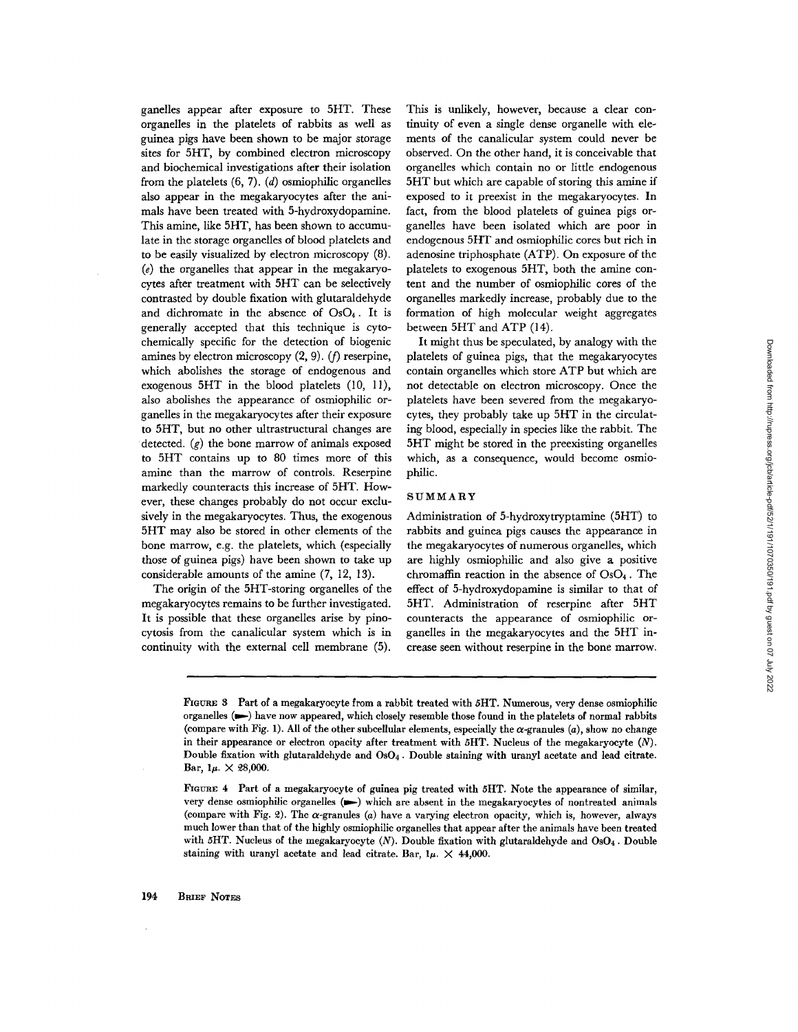ganelles appear after exposure to 5HT. These organelles in the platelets of rabbits as well as guinea pigs have been shown to be major storage sites for 5HT, by combined electron microscopy and biochemical investigations after their isolation from the platelets (6, 7). (*d*) osmiophilic organelles also appear in the megakaryocytes after the animals have been treated with 5-hydroxydopamine. This amine, like 5HT, has been shown to accumulate in the storage organelles of blood platelets and to be easily visualized by electron microscopy (8). (*e*) the organelles that appear in the megakaryocytes after treatment with 5HT can be selectively contrasted by double fixation with glutaraldehyde and dichromate in the absence of $OsO_4$. It is generally accepted that this technique is cytochemically specific for the detection of biogenic amines by electron microscopy (2, 9). (*f*) reserpine, which abolishes the storage of endogenous and exogenous 5HT in the blood platelets (10, 11), also abolishes the appearance of osmiophilic organelles in the megakaryocytes after their exposure to 5HT, but no other ultrastructural changes are detected. (*g*) the bone marrow of animals exposed to 5HT contains up to 80 times more of this amine than the marrow of controls. Reserpine markedly counteracts this increase of 5HT. However, these changes probably do not occur exclusively in the megakaryocytes. Thus, the exogenous 5HT may also be stored in other elements of the bone marrow, e.g. the platelets, which (especially those of guinea pigs) have been shown to take up considerable amounts of the amine (7, 12, 13).

The origin of the 5HT-storing organelles of the megakaryocytes remains to be further investigated. It is possible that these organelles arise by pinocytosis from the canalicular system which is in continuity with the external cell membrane (5). This is unlikely, however, because a clear continuity of even a single dense organelle with elements of the canalicular system could never be observed. On the other hand, it is conceivable that organelles which contain no or little endogenous 5HT but which are capable of storing this amine if exposed to it preexist in the megakaryocytes. In fact, from the blood platelets of guinea pigs organelles have been isolated which are poor in endogenous 5HT and osmiophilic cores but rich in adenosine triphosphate (ATP). On exposure of the platelets to exogenous 5HT, both the amine content and the number of osmiophilic cores of the organelles markedly increase, probably due to the formation of high molecular weight aggregates between 5HT and ATP (14).

It might thus be speculated, by analogy with the platelets of guinea pigs, that the megakaryocytes contain organelles which store ATP but which are not detectable on electron microscopy. Once the platelets have been severed from the megakaryocytes, they probably take up 5HT in the circulating blood, especially in species like the rabbit. The 5HT might be stored in the preexisting organelles which, as a consequence, would become osmiophilic.

## SUMMARY

Administration of 5-hydroxytryptamine (5HT) to rabbits and guinea pigs causes the appearance in the megakaryocytes of numerous organelles, which are highly osmiophilic and also give a positive chromaffin reaction in the absence of $OsO_4$. The effect of 5-hydroxydopamine is similar to that of 5HT. Administration of reserpine after 5HT counteracts the appearance of osmiophilic organelles in the megakaryocytes and the 5HT increase seen without reserpine in the bone marrow.

FIGURE 3 Part of a megakaryocyte from a rabbit treated with 5HT. Numerous, very dense osmiophilic organelles (➤) have now appeared, which closely resemble those found in the platelets of normal rabbits (compare with Fig. 1). All of the other subcellular elements, especially the α-granules (*a*), show no change in their appearance or electron opacity after treatment with 5HT. Nucleus of the megakaryocyte (*N*). Double fixation with glutaraldehyde and $OsO_4$. Double staining with uranyl acetate and lead citrate. Bar, 1μ. × 28,000.

FIGURE 4 Part of a megakaryocyte of guinea pig treated with 5HT. Note the appearance of similar, very dense osmiophilic organelles (➤) which are absent in the megakaryocytes of nontreated animals (compare with Fig. 2). The α-granules (*a*) have a varying electron opacity, which is, however, always much lower than that of the highly osmiophilic organelles that appear after the animals have been treated with 5HT. Nucleus of the megakaryocyte (*N*). Double fixation with glutaraldehyde and $OsO_4$. Double staining with uranyl acetate and lead citrate. Bar, 1μ. × 44,000.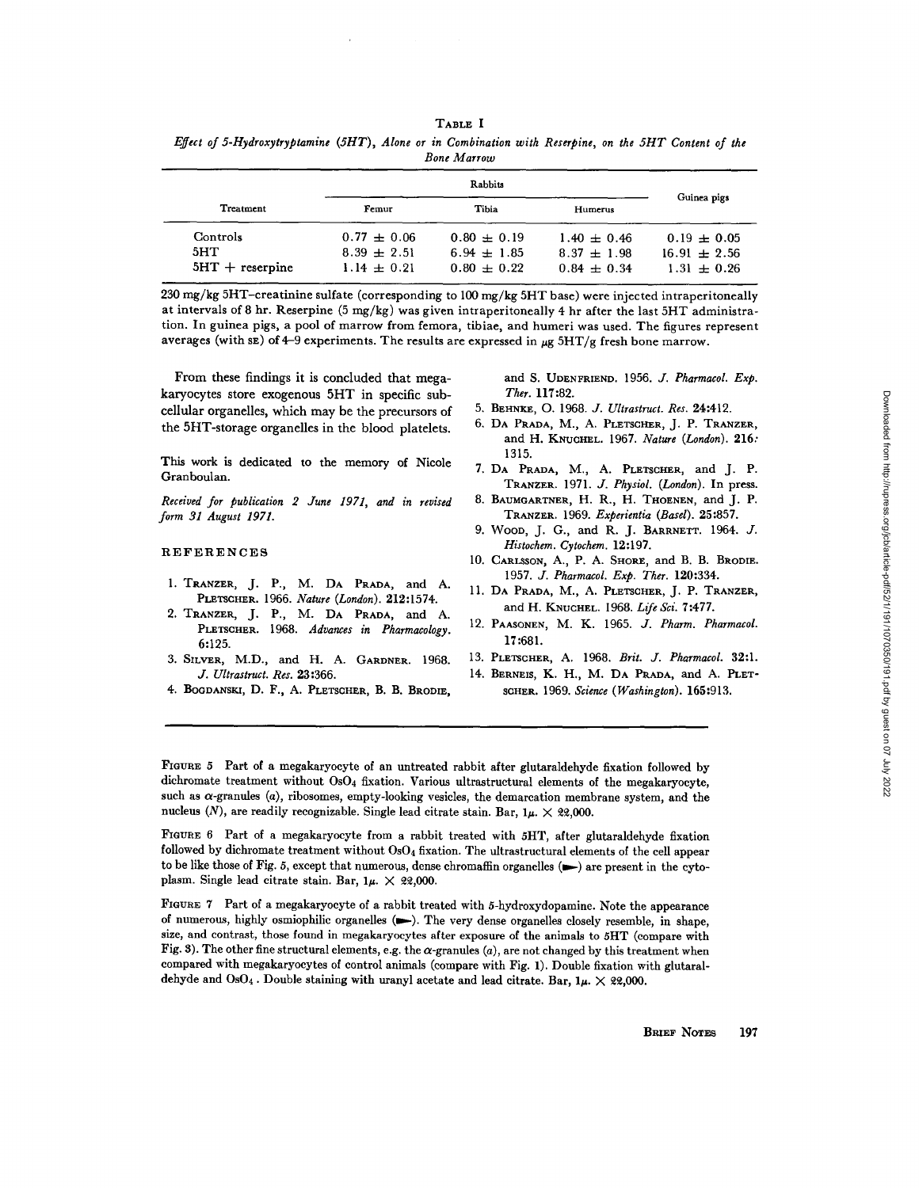TABLE I

*Effect of 5-Hydroxytryptamine (5HT), Alone or in Combination with Reserpine, on the 5HT Content of the Bone Marrow*

| Treatment | Rabbits | | | Guinea pigs |
|---|---|---|---|---|
| | Femur | Tibia | Humerus | |
| Controls | 0.77 ± 0.06 | 0.80 ± 0.19 | 1.40 ± 0.46 | 0.19 ± 0.05 |
| 5HT | 8.39 ± 2.51 | 6.94 ± 1.85 | 8.37 ± 1.98 | 16.91 ± 2.56 |
| 5HT + reserpine | 1.14 ± 0.21 | 0.80 ± 0.22 | 0.84 ± 0.34 | 1.31 ± 0.26 |

230 mg/kg 5HT–creatinine sulfate (corresponding to 100 mg/kg 5HT base) were injected intraperitoneally at intervals of 8 hr. Reserpine (5 mg/kg) was given intraperitoneally 4 hr after the last 5HT administration. In guinea pigs, a pool of marrow from femora, tibiae, and humeri was used. The figures represent averages (with SE) of 4–9 experiments. The results are expressed in μg 5HT/g fresh bone marrow.

From these findings it is concluded that megakaryocytes store exogenous 5HT in specific subcellular organelles, which may be the precursors of the 5HT-storage organelles in the blood platelets.

This work is dedicated to the memory of Nicole Granboulan.

*Received for publication 2 June 1971, and in revised form 31 August 1971.*

## REFERENCES

1. TRANZER, J. P., M. DA PRADA, and A. PLETSCHER. 1966. *Nature (London).* **212**:1574.
2. TRANZER, J. P., M. DA PRADA, and A. PLETSCHER. 1968. *Advances in Pharmacology.* **6**:125.
3. SILVER, M.D., and H. A. GARDNER. 1968. *J. Ultrastruct. Res.* **23**:366.
4. BOGDANSKI, D. F., A. PLETSCHER, B. B. BRODIE, and S. UDENFRIEND. 1956. *J. Pharmacol. Exp. Ther.* **117**:82.
5. BEHNKE, O. 1968. *J. Ultrastruct. Res.* **24**:412.
6. DA PRADA, M., A. PLETSCHER, J. P. TRANZER, and H. KNUCHEL. 1967. *Nature (London).* **216**: 1315.
7. DA PRADA, M., A. PLETSCHER, and J. P. TRANZER. 1971. *J. Physiol. (London).* In press.
8. BAUMGARTNER, H. R., H. THOENEN, and J. P. TRANZER. 1969. *Experientia (Basel).* **25**:857.
9. WOOD, J. G., and R. J. BARRNETT. 1964. *J. Histochem. Cytochem.* **12**:197.
10. CARLSSON, A., P. A. SHORE, and B. B. BRODIE. 1957. *J. Pharmacol. Exp. Ther.* **120**:334.
11. DA PRADA, M., A. PLETSCHER, J. P. TRANZER, and H. KNUCHEL. 1968. *Life Sci.* **7**:477.
12. PAASONEN, M. K. 1965. *J. Pharm. Pharmacol.* **17**:681.
13. PLETSCHER, A. 1968. *Brit. J. Pharmacol.* **32**:1.
14. BERNEIS, K. H., M. DA PRADA, and A. PLETSCHER. 1969. *Science (Washington).* **165**:913.

FIGURE 5 Part of a megakaryocyte of an untreated rabbit after glutaraldehyde fixation followed by dichromate treatment without $OsO_4$ fixation. Various ultrastructural elements of the megakaryocyte, such as α-granules (*a*), ribosomes, empty-looking vesicles, the demarcation membrane system, and the nucleus (*N*), are readily recognizable. Single lead citrate stain. Bar, 1μ. × 22,000.

FIGURE 6 Part of a megakaryocyte from a rabbit treated with 5HT, after glutaraldehyde fixation followed by dichromate treatment without $OsO_4$ fixation. The ultrastructural elements of the cell appear to be like those of Fig. 5, except that numerous, dense chromaffin organelles (►) are present in the cytoplasm. Single lead citrate stain. Bar, 1μ. × 22,000.

FIGURE 7 Part of a megakaryocyte of a rabbit treated with 5-hydroxydopamine. Note the appearance of numerous, highly osmiophilic organelles (►). The very dense organelles closely resemble, in shape, size, and contrast, those found in megakaryocytes after exposure of the animals to 5HT (compare with Fig. 3). The other fine structural elements, e.g. the α-granules (*a*), are not changed by this treatment when compared with megakaryocytes of control animals (compare with Fig. 1). Double fixation with glutaraldehyde and $OsO_4$. Double staining with uranyl acetate and lead citrate. Bar, 1μ. × 22,000.